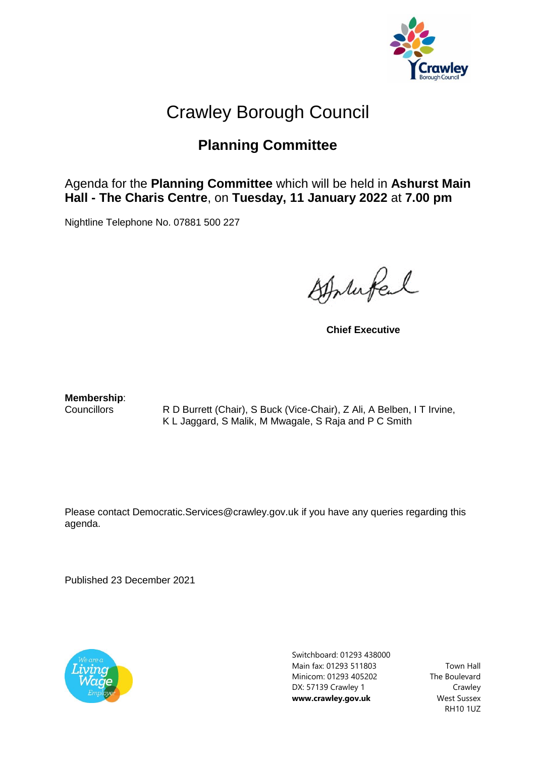# Crawley Borough Council

## Planning Committee

Agenda for the **Planning Committee** which will be held in **Ashurst Main Hall - The Charis Centre**, on **Tuesday, 11 January 2022** at **7.00 pm**

Nightline Telephone No. 07881 500 227

**Chief Executive**

**Membership**:

Councillors R D Burrett (Chair), S Buck (Vice-Chair), Z Ali, A Belben, I T Irvine, K L Jaggard, S Malik, M Mwagale, S Raja and P C Smith

Please contact Democratic.Services@crawley.gov.uk if you have any queries regarding this agenda.

Published 23 December 2021

Switchboard: 01293 438000
Main fax: 01293 511803
Minicom: 01293 405202
DX: 57139 Crawley 1
**www.crawley.gov.uk**

Town Hall
The Boulevard
Crawley
West Sussex
RH10 1UZ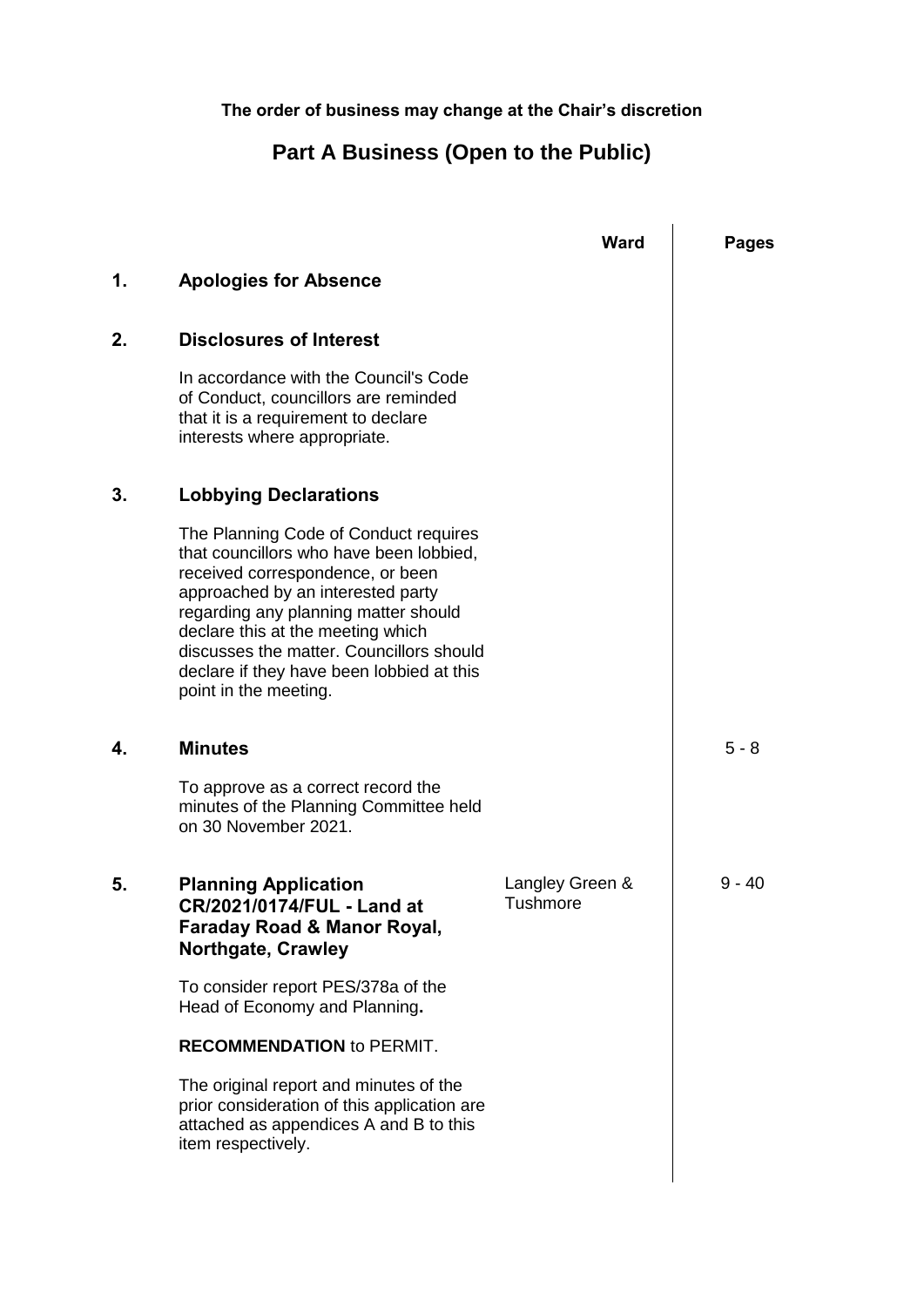**The order of business may change at the Chair's discretion**

# Part A Business (Open to the Public)

| | | Ward | Pages |
|---|---|---|---|
| **1.** | **Apologies for Absence** | | |
| **2.** | **Disclosures of Interest**<br><br>In accordance with the Council's Code of Conduct, councillors are reminded that it is a requirement to declare interests where appropriate. | | |
| **3.** | **Lobbying Declarations**<br><br>The Planning Code of Conduct requires that councillors who have been lobbied, received correspondence, or been approached by an interested party regarding any planning matter should declare this at the meeting which discusses the matter. Councillors should declare if they have been lobbied at this point in the meeting. | | |
| **4.** | **Minutes**<br><br>To approve as a correct record the minutes of the Planning Committee held on 30 November 2021. | | 5 - 8 |
| **5.** | **Planning Application CR/2021/0174/FUL - Land at Faraday Road & Manor Royal, Northgate, Crawley**<br><br>To consider report PES/378a of the Head of Economy and Planning**.**<br><br>**RECOMMENDATION** to PERMIT.<br><br>The original report and minutes of the prior consideration of this application are attached as appendices A and B to this item respectively. | Langley Green & Tushmore | 9 - 40 |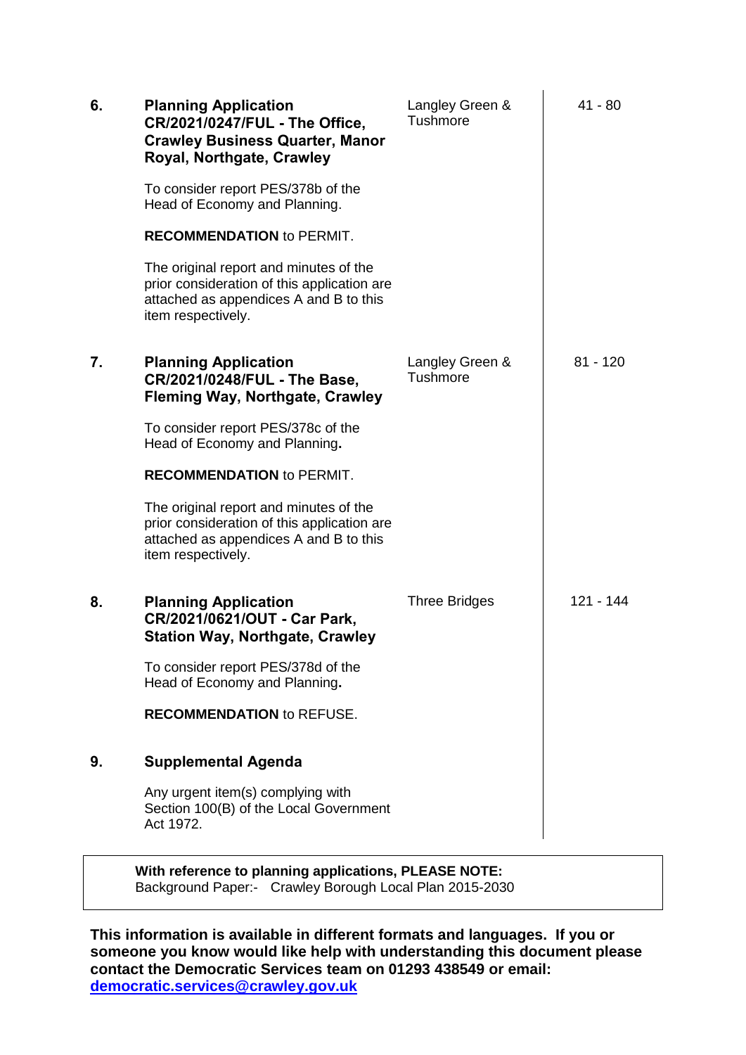| | | | |
|---|---|---|---|
| **6.** | **Planning Application CR/2021/0247/FUL - The Office, Crawley Business Quarter, Manor Royal, Northgate, Crawley**<br><br>To consider report PES/378b of the Head of Economy and Planning.<br><br>**RECOMMENDATION** to PERMIT.<br><br>The original report and minutes of the prior consideration of this application are attached as appendices A and B to this item respectively. | Langley Green & Tushmore | 41 - 80 |
| **7.** | **Planning Application CR/2021/0248/FUL - The Base, Fleming Way, Northgate, Crawley**<br><br>To consider report PES/378c of the Head of Economy and Planning.<br><br>**RECOMMENDATION** to PERMIT.<br><br>The original report and minutes of the prior consideration of this application are attached as appendices A and B to this item respectively. | Langley Green & Tushmore | 81 - 120 |
| **8.** | **Planning Application CR/2021/0621/OUT - Car Park, Station Way, Northgate, Crawley**<br><br>To consider report PES/378d of the Head of Economy and Planning.<br><br>**RECOMMENDATION** to REFUSE. | Three Bridges | 121 - 144 |
| **9.** | **Supplemental Agenda**<br><br>Any urgent item(s) complying with Section 100(B) of the Local Government Act 1972. | | |

**With reference to planning applications, PLEASE NOTE:**
Background Paper:- Crawley Borough Local Plan 2015-2030

**This information is available in different formats and languages. If you or someone you know would like help with understanding this document please contact the Democratic Services team on 01293 438549 or email: democratic.services@crawley.gov.uk**